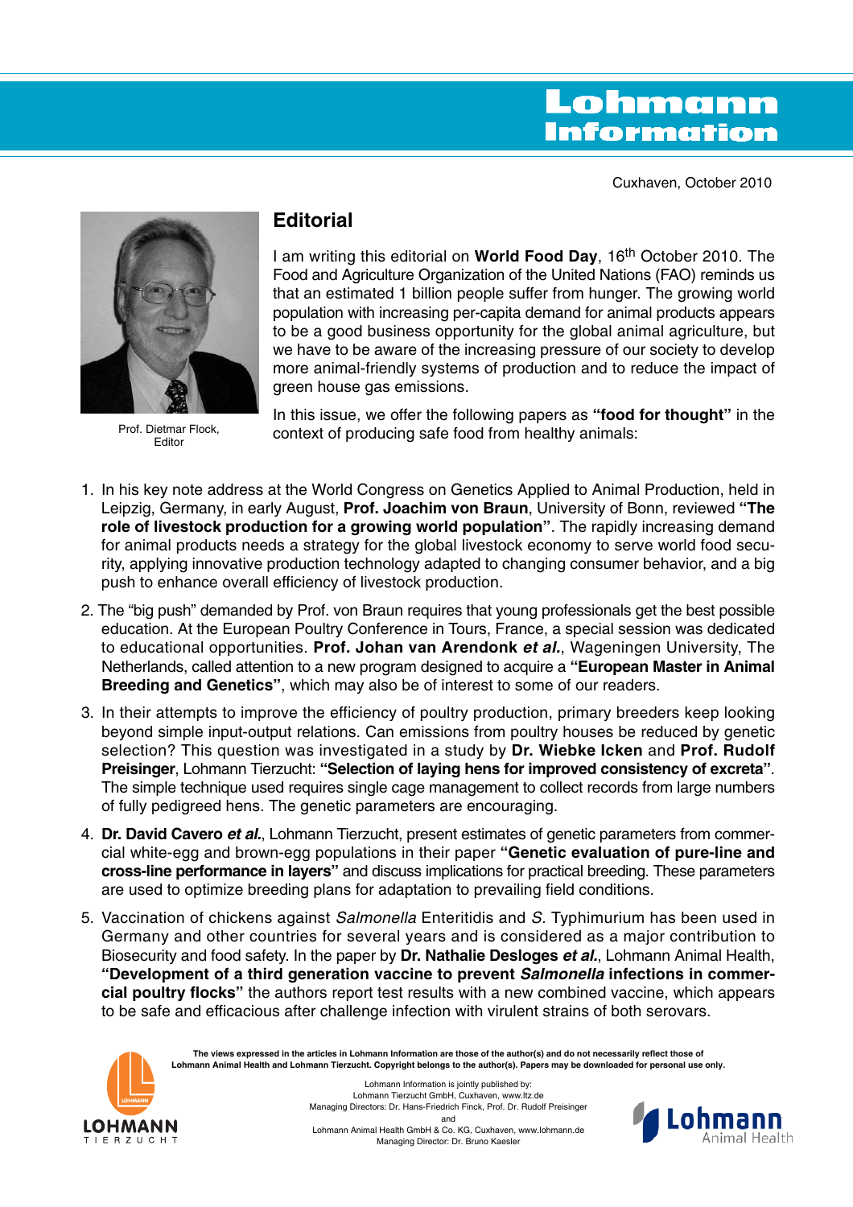# Lohmann Information

Cuxhaven, October 2010

Prof. Dietmar Flock, Editor

## Editorial

I am writing this editorial on **World Food Day**, 16th October 2010. The Food and Agriculture Organization of the United Nations (FAO) reminds us that an estimated 1 billion people suffer from hunger. The growing world population with increasing per-capita demand for animal products appears to be a good business opportunity for the global animal agriculture, but we have to be aware of the increasing pressure of our society to develop more animal-friendly systems of production and to reduce the impact of green house gas emissions.

In this issue, we offer the following papers as **"food for thought"** in the context of producing safe food from healthy animals:

1. In his key note address at the World Congress on Genetics Applied to Animal Production, held in Leipzig, Germany, in early August, **Prof. Joachim von Braun**, University of Bonn, reviewed **"The role of livestock production for a growing world population"**. The rapidly increasing demand for animal products needs a strategy for the global livestock economy to serve world food security, applying innovative production technology adapted to changing consumer behavior, and a big push to enhance overall efficiency of livestock production.

2. The "big push" demanded by Prof. von Braun requires that young professionals get the best possible education. At the European Poultry Conference in Tours, France, a special session was dedicated to educational opportunities. **Prof. Johan van Arendonk *et al.***, Wageningen University, The Netherlands, called attention to a new program designed to acquire a **"European Master in Animal Breeding and Genetics"**, which may also be of interest to some of our readers.

3. In their attempts to improve the efficiency of poultry production, primary breeders keep looking beyond simple input-output relations. Can emissions from poultry houses be reduced by genetic selection? This question was investigated in a study by **Dr. Wiebke Icken** and **Prof. Rudolf Preisinger**, Lohmann Tierzucht: **"Selection of laying hens for improved consistency of excreta"**. The simple technique used requires single cage management to collect records from large numbers of fully pedigreed hens. The genetic parameters are encouraging.

4. **Dr. David Cavero *et al.***, Lohmann Tierzucht, present estimates of genetic parameters from commercial white-egg and brown-egg populations in their paper **"Genetic evaluation of pure-line and cross-line performance in layers"** and discuss implications for practical breeding. These parameters are used to optimize breeding plans for adaptation to prevailing field conditions.

5. Vaccination of chickens against *Salmonella* Enteritidis and *S.* Typhimurium has been used in Germany and other countries for several years and is considered as a major contribution to Biosecurity and food safety. In the paper by **Dr. Nathalie Desloges *et al.***, Lohmann Animal Health, **"Development of a third generation vaccine to prevent *Salmonella* infections in commercial poultry flocks"** the authors report test results with a new combined vaccine, which appears to be safe and efficacious after challenge infection with virulent strains of both serovars.

**The views expressed in the articles in Lohmann Information are those of the author(s) and do not necessarily reflect those of Lohmann Animal Health and Lohmann Tierzucht. Copyright belongs to the author(s). Papers may be downloaded for personal use only.**

Lohmann Information is jointly published by:
Lohmann Tierzucht GmbH, Cuxhaven, www.ltz.de
Managing Directors: Dr. Hans-Friedrich Finck, Prof. Dr. Rudolf Preisinger
and
Lohmann Animal Health GmbH & Co. KG, Cuxhaven, www.lohmann.de
Managing Director: Dr. Bruno Kaesler

LOHMANN TIERZUCHT

Lohmann Animal Health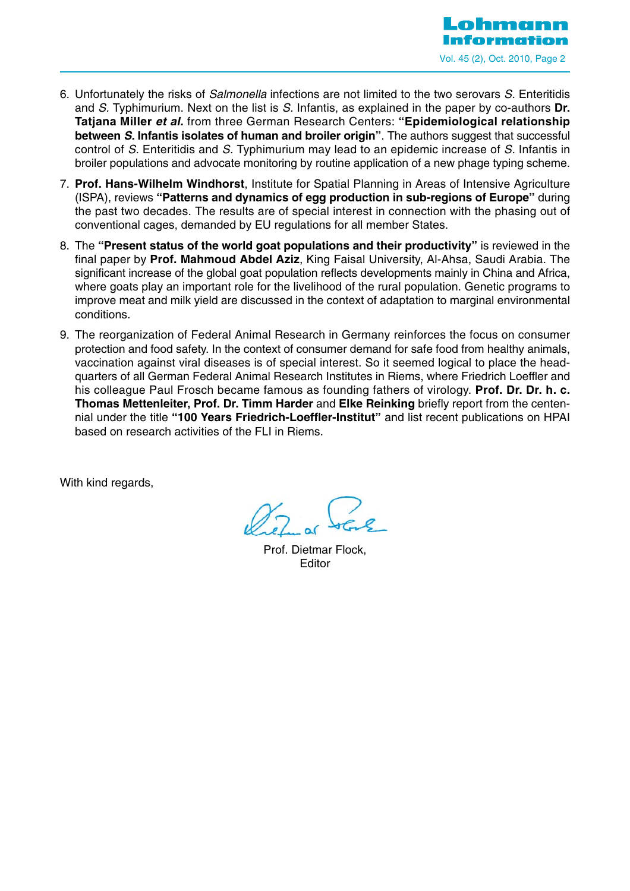6. Unfortunately the risks of *Salmonella* infections are not limited to the two serovars *S.* Enteritidis and *S.* Typhimurium. Next on the list is *S.* Infantis, as explained in the paper by co-authors **Dr. Tatjana Miller *et al.*** from three German Research Centers: **"Epidemiological relationship between *S.* Infantis isolates of human and broiler origin"**. The authors suggest that successful control of *S.* Enteritidis and *S.* Typhimurium may lead to an epidemic increase of *S.* Infantis in broiler populations and advocate monitoring by routine application of a new phage typing scheme.

7. **Prof. Hans-Wilhelm Windhorst**, Institute for Spatial Planning in Areas of Intensive Agriculture (ISPA), reviews **"Patterns and dynamics of egg production in sub-regions of Europe"** during the past two decades. The results are of special interest in connection with the phasing out of conventional cages, demanded by EU regulations for all member States.

8. The **"Present status of the world goat populations and their productivity"** is reviewed in the final paper by **Prof. Mahmoud Abdel Aziz**, King Faisal University, Al-Ahsa, Saudi Arabia. The significant increase of the global goat population reflects developments mainly in China and Africa, where goats play an important role for the livelihood of the rural population. Genetic programs to improve meat and milk yield are discussed in the context of adaptation to marginal environmental conditions.

9. The reorganization of Federal Animal Research in Germany reinforces the focus on consumer protection and food safety. In the context of consumer demand for safe food from healthy animals, vaccination against viral diseases is of special interest. So it seemed logical to place the headquarters of all German Federal Animal Research Institutes in Riems, where Friedrich Loeffler and his colleague Paul Frosch became famous as founding fathers of virology. **Prof. Dr. Dr. h. c. Thomas Mettenleiter, Prof. Dr. Timm Harder** and **Elke Reinking** briefly report from the centennial under the title **"100 Years Friedrich-Loeffler-Institut"** and list recent publications on HPAI based on research activities of the FLI in Riems.

With kind regards,

Prof. Dietmar Flock,
Editor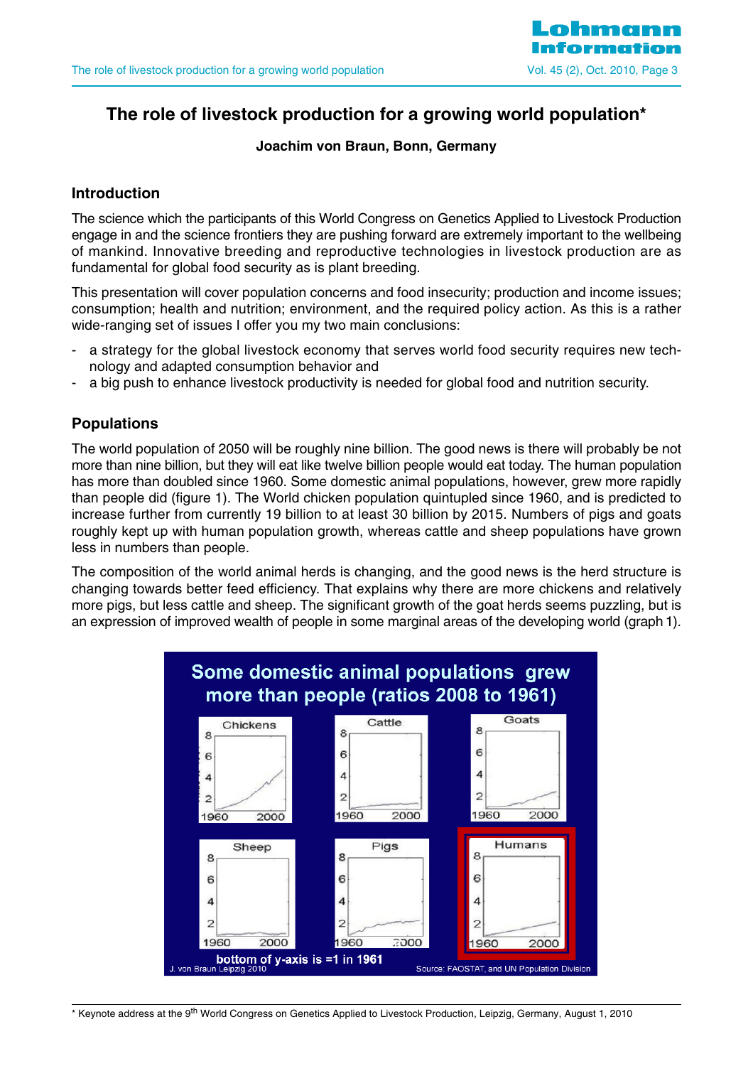# The role of livestock production for a growing world population*

**Joachim von Braun, Bonn, Germany**

## Introduction

The science which the participants of this World Congress on Genetics Applied to Livestock Production engage in and the science frontiers they are pushing forward are extremely important to the wellbeing of mankind. Innovative breeding and reproductive technologies in livestock production are as fundamental for global food security as is plant breeding.

This presentation will cover population concerns and food insecurity; production and income issues; consumption; health and nutrition; environment, and the required policy action. As this is a rather wide-ranging set of issues I offer you my two main conclusions:

- a strategy for the global livestock economy that serves world food security requires new technology and adapted consumption behavior and
- a big push to enhance livestock productivity is needed for global food and nutrition security.

## Populations

The world population of 2050 will be roughly nine billion. The good news is there will probably be not more than nine billion, but they will eat like twelve billion people would eat today. The human population has more than doubled since 1960. Some domestic animal populations, however, grew more rapidly than people did (figure 1). The World chicken population quintupled since 1960, and is predicted to increase further from currently 19 billion to at least 30 billion by 2015. Numbers of pigs and goats roughly kept up with human population growth, whereas cattle and sheep populations have grown less in numbers than people.

The composition of the world animal herds is changing, and the good news is the herd structure is changing towards better feed efficiency. That explains why there are more chickens and relatively more pigs, but less cattle and sheep. The significant growth of the goat herds seems puzzling, but is an expression of improved wealth of people in some marginal areas of the developing world (graph 1).

Some domestic animal populations grew more than people (ratios 2008 to 1961)

bottom of y-axis is =1 in 1961

J. von Braun Leipzig 2010 — Source: FAOSTAT, and UN Population Division

* Keynote address at the 9th World Congress on Genetics Applied to Livestock Production, Leipzig, Germany, August 1, 2010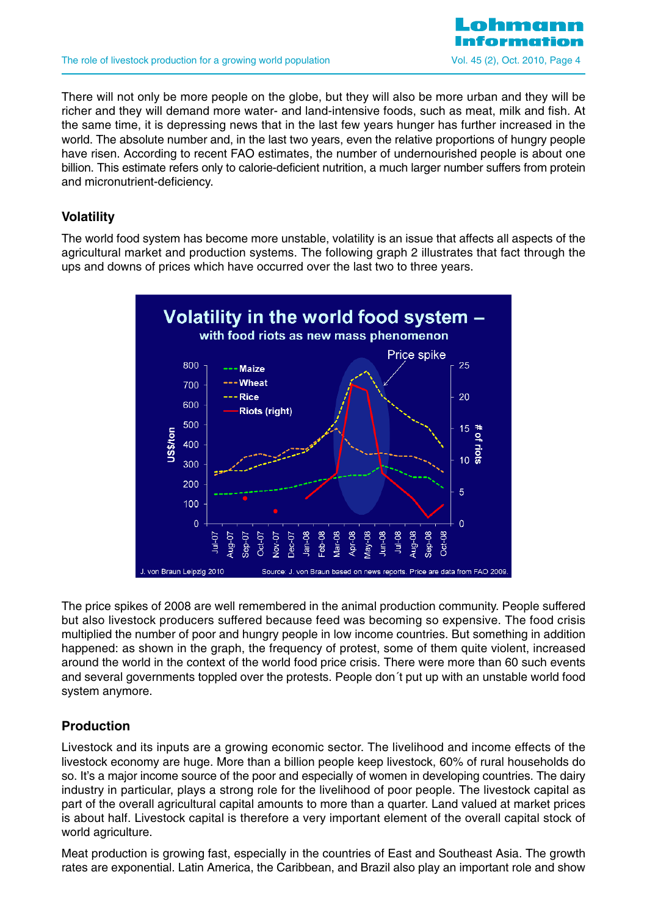There will not only be more people on the globe, but they will also be more urban and they will be richer and they will demand more water- and land-intensive foods, such as meat, milk and fish. At the same time, it is depressing news that in the last few years hunger has further increased in the world. The absolute number and, in the last two years, even the relative proportions of hungry people have risen. According to recent FAO estimates, the number of undernourished people is about one billion. This estimate refers only to calorie-deficient nutrition, a much larger number suffers from protein and micronutrient-deficiency.

## Volatility

The world food system has become more unstable, volatility is an issue that affects all aspects of the agricultural market and production systems. The following graph 2 illustrates that fact through the ups and downs of prices which have occurred over the last two to three years.

The price spikes of 2008 are well remembered in the animal production community. People suffered but also livestock producers suffered because feed was becoming so expensive. The food crisis multiplied the number of poor and hungry people in low income countries. But something in addition happened: as shown in the graph, the frequency of protest, some of them quite violent, increased around the world in the context of the world food price crisis. There were more than 60 such events and several governments toppled over the protests. People don´t put up with an unstable world food system anymore.

## Production

Livestock and its inputs are a growing economic sector. The livelihood and income effects of the livestock economy are huge. More than a billion people keep livestock, 60% of rural households do so. It's a major income source of the poor and especially of women in developing countries. The dairy industry in particular, plays a strong role for the livelihood of poor people. The livestock capital as part of the overall agricultural capital amounts to more than a quarter. Land valued at market prices is about half. Livestock capital is therefore a very important element of the overall capital stock of world agriculture.

Meat production is growing fast, especially in the countries of East and Southeast Asia. The growth rates are exponential. Latin America, the Caribbean, and Brazil also play an important role and show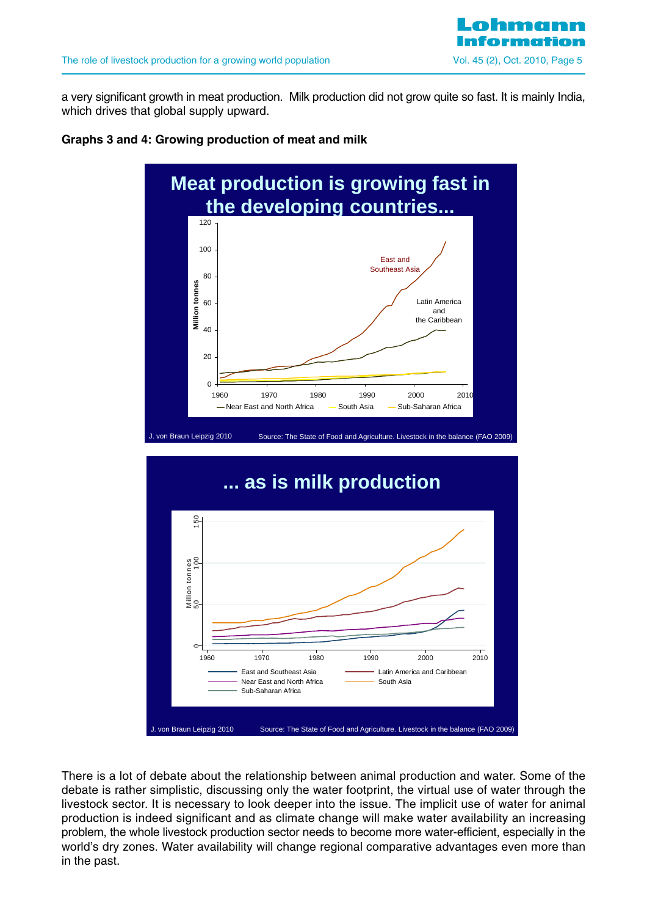a very significant growth in meat production. Milk production did not grow quite so fast. It is mainly India, which drives that global supply upward.

**Graphs 3 and 4: Growing production of meat and milk**

**Meat production is growing fast in the developing countries...**

Million tonnes

East and Southeast Asia

Latin America and the Caribbean

— Near East and North Africa — South Asia — Sub-Saharan Africa

J. von Braun Leipzig 2010 Source: The State of Food and Agriculture. Livestock in the balance (FAO 2009)

**... as is milk production**

Million tonnes

East and Southeast Asia, Latin America and Caribbean, Near East and North Africa, South Asia, Sub-Saharan Africa

J. von Braun Leipzig 2010 Source: The State of Food and Agriculture. Livestock in the balance (FAO 2009)

There is a lot of debate about the relationship between animal production and water. Some of the debate is rather simplistic, discussing only the water footprint, the virtual use of water through the livestock sector. It is necessary to look deeper into the issue. The implicit use of water for animal production is indeed significant and as climate change will make water availability an increasing problem, the whole livestock production sector needs to become more water-efficient, especially in the world's dry zones. Water availability will change regional comparative advantages even more than in the past.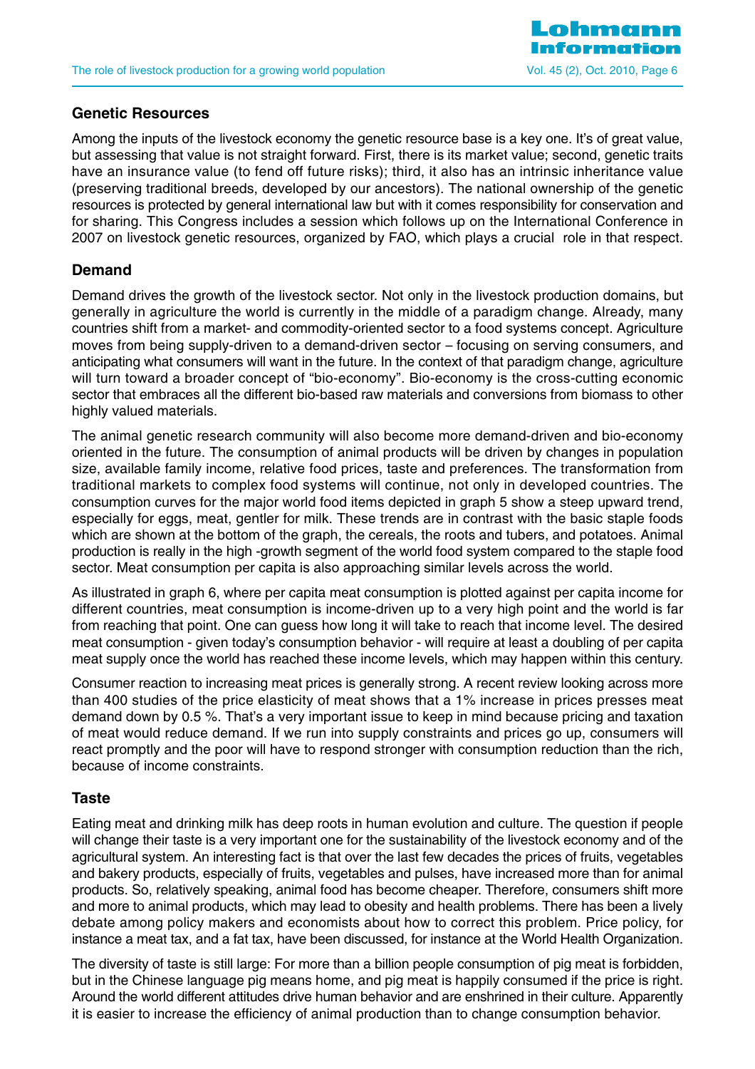## Genetic Resources

Among the inputs of the livestock economy the genetic resource base is a key one. It's of great value, but assessing that value is not straight forward. First, there is its market value; second, genetic traits have an insurance value (to fend off future risks); third, it also has an intrinsic inheritance value (preserving traditional breeds, developed by our ancestors). The national ownership of the genetic resources is protected by general international law but with it comes responsibility for conservation and for sharing. This Congress includes a session which follows up on the International Conference in 2007 on livestock genetic resources, organized by FAO, which plays a crucial role in that respect.

## Demand

Demand drives the growth of the livestock sector. Not only in the livestock production domains, but generally in agriculture the world is currently in the middle of a paradigm change. Already, many countries shift from a market- and commodity-oriented sector to a food systems concept. Agriculture moves from being supply-driven to a demand-driven sector – focusing on serving consumers, and anticipating what consumers will want in the future. In the context of that paradigm change, agriculture will turn toward a broader concept of "bio-economy". Bio-economy is the cross-cutting economic sector that embraces all the different bio-based raw materials and conversions from biomass to other highly valued materials.

The animal genetic research community will also become more demand-driven and bio-economy oriented in the future. The consumption of animal products will be driven by changes in population size, available family income, relative food prices, taste and preferences. The transformation from traditional markets to complex food systems will continue, not only in developed countries. The consumption curves for the major world food items depicted in graph 5 show a steep upward trend, especially for eggs, meat, gentler for milk. These trends are in contrast with the basic staple foods which are shown at the bottom of the graph, the cereals, the roots and tubers, and potatoes. Animal production is really in the high -growth segment of the world food system compared to the staple food sector. Meat consumption per capita is also approaching similar levels across the world.

As illustrated in graph 6, where per capita meat consumption is plotted against per capita income for different countries, meat consumption is income-driven up to a very high point and the world is far from reaching that point. One can guess how long it will take to reach that income level. The desired meat consumption - given today's consumption behavior - will require at least a doubling of per capita meat supply once the world has reached these income levels, which may happen within this century.

Consumer reaction to increasing meat prices is generally strong. A recent review looking across more than 400 studies of the price elasticity of meat shows that a 1% increase in prices presses meat demand down by 0.5 %. That's a very important issue to keep in mind because pricing and taxation of meat would reduce demand. If we run into supply constraints and prices go up, consumers will react promptly and the poor will have to respond stronger with consumption reduction than the rich, because of income constraints.

## Taste

Eating meat and drinking milk has deep roots in human evolution and culture. The question if people will change their taste is a very important one for the sustainability of the livestock economy and of the agricultural system. An interesting fact is that over the last few decades the prices of fruits, vegetables and bakery products, especially of fruits, vegetables and pulses, have increased more than for animal products. So, relatively speaking, animal food has become cheaper. Therefore, consumers shift more and more to animal products, which may lead to obesity and health problems. There has been a lively debate among policy makers and economists about how to correct this problem. Price policy, for instance a meat tax, and a fat tax, have been discussed, for instance at the World Health Organization.

The diversity of taste is still large: For more than a billion people consumption of pig meat is forbidden, but in the Chinese language pig means home, and pig meat is happily consumed if the price is right. Around the world different attitudes drive human behavior and are enshrined in their culture. Apparently it is easier to increase the efficiency of animal production than to change consumption behavior.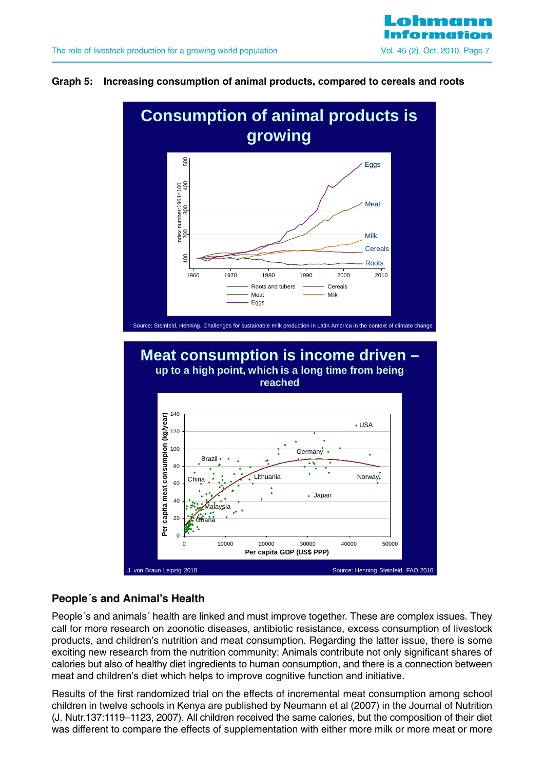**Graph 5: Increasing consumption of animal products, compared to cereals and roots**

## People´s and Animal's Health

People´s and animals´ health are linked and must improve together. These are complex issues. They call for more research on zoonotic diseases, antibiotic resistance, excess consumption of livestock products, and children's nutrition and meat consumption. Regarding the latter issue, there is some exciting new research from the nutrition community: Animals contribute not only significant shares of calories but also of healthy diet ingredients to human consumption, and there is a connection between meat and children's diet which helps to improve cognitive function and initiative.

Results of the first randomized trial on the effects of incremental meat consumption among school children in twelve schools in Kenya are published by Neumann et al (2007) in the Journal of Nutrition (J. Nutr.137:1119–1123, 2007). All children received the same calories, but the composition of their diet was different to compare the effects of supplementation with either more milk or more meat or more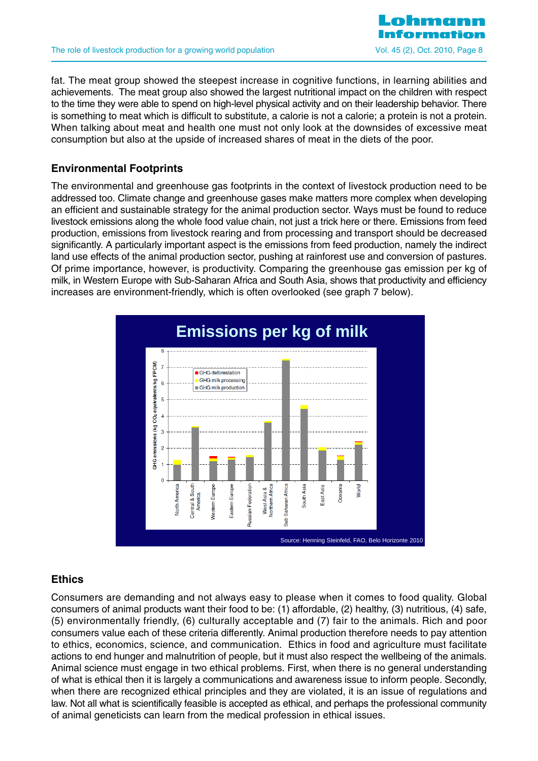fat. The meat group showed the steepest increase in cognitive functions, in learning abilities and achievements. The meat group also showed the largest nutritional impact on the children with respect to the time they were able to spend on high-level physical activity and on their leadership behavior. There is something to meat which is difficult to substitute, a calorie is not a calorie; a protein is not a protein. When talking about meat and health one must not only look at the downsides of excessive meat consumption but also at the upside of increased shares of meat in the diets of the poor.

## Environmental Footprints

The environmental and greenhouse gas footprints in the context of livestock production need to be addressed too. Climate change and greenhouse gases make matters more complex when developing an efficient and sustainable strategy for the animal production sector. Ways must be found to reduce livestock emissions along the whole food value chain, not just a trick here or there. Emissions from feed production, emissions from livestock rearing and from processing and transport should be decreased significantly. A particularly important aspect is the emissions from feed production, namely the indirect land use effects of the animal production sector, pushing at rainforest use and conversion of pastures. Of prime importance, however, is productivity. Comparing the greenhouse gas emission per kg of milk, in Western Europe with Sub-Saharan Africa and South Asia, shows that productivity and efficiency increases are environment-friendly, which is often overlooked (see graph 7 below).

**Emissions per kg of milk**

Source: Henning Steinfeld, FAO, Belo Horizonte 2010

## Ethics

Consumers are demanding and not always easy to please when it comes to food quality. Global consumers of animal products want their food to be: (1) affordable, (2) healthy, (3) nutritious, (4) safe, (5) environmentally friendly, (6) culturally acceptable and (7) fair to the animals. Rich and poor consumers value each of these criteria differently. Animal production therefore needs to pay attention to ethics, economics, science, and communication. Ethics in food and agriculture must facilitate actions to end hunger and malnutrition of people, but it must also respect the wellbeing of the animals. Animal science must engage in two ethical problems. First, when there is no general understanding of what is ethical then it is largely a communications and awareness issue to inform people. Secondly, when there are recognized ethical principles and they are violated, it is an issue of regulations and law. Not all what is scientifically feasible is accepted as ethical, and perhaps the professional community of animal geneticists can learn from the medical profession in ethical issues.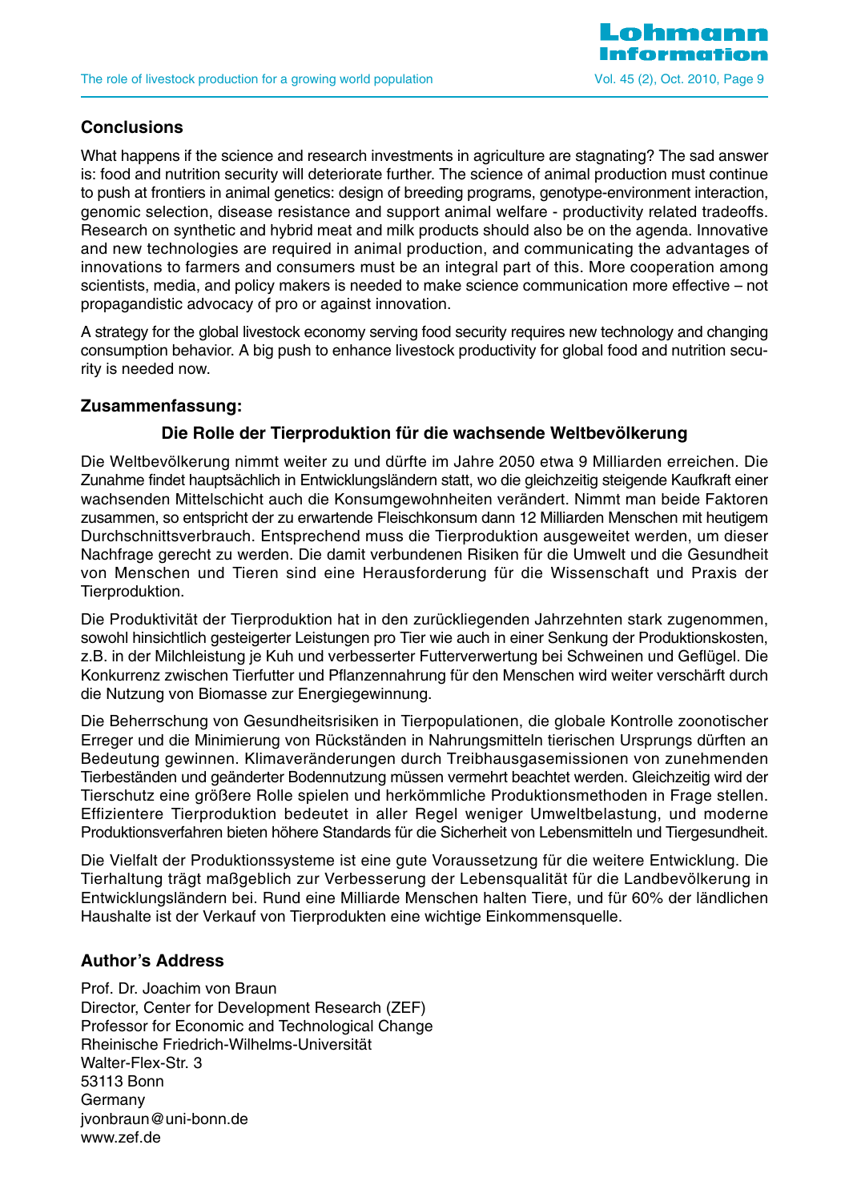## Conclusions

What happens if the science and research investments in agriculture are stagnating? The sad answer is: food and nutrition security will deteriorate further. The science of animal production must continue to push at frontiers in animal genetics: design of breeding programs, genotype-environment interaction, genomic selection, disease resistance and support animal welfare - productivity related tradeoffs. Research on synthetic and hybrid meat and milk products should also be on the agenda. Innovative and new technologies are required in animal production, and communicating the advantages of innovations to farmers and consumers must be an integral part of this. More cooperation among scientists, media, and policy makers is needed to make science communication more effective – not propagandistic advocacy of pro or against innovation.

A strategy for the global livestock economy serving food security requires new technology and changing consumption behavior. A big push to enhance livestock productivity for global food and nutrition security is needed now.

## Zusammenfassung:

### Die Rolle der Tierproduktion für die wachsende Weltbevölkerung

Die Weltbevölkerung nimmt weiter zu und dürfte im Jahre 2050 etwa 9 Milliarden erreichen. Die Zunahme findet hauptsächlich in Entwicklungsländern statt, wo die gleichzeitig steigende Kaufkraft einer wachsenden Mittelschicht auch die Konsumgewohnheiten verändert. Nimmt man beide Faktoren zusammen, so entspricht der zu erwartende Fleischkonsum dann 12 Milliarden Menschen mit heutigem Durchschnittsverbrauch. Entsprechend muss die Tierproduktion ausgeweitet werden, um dieser Nachfrage gerecht zu werden. Die damit verbundenen Risiken für die Umwelt und die Gesundheit von Menschen und Tieren sind eine Herausforderung für die Wissenschaft und Praxis der Tierproduktion.

Die Produktivität der Tierproduktion hat in den zurückliegenden Jahrzehnten stark zugenommen, sowohl hinsichtlich gesteigerter Leistungen pro Tier wie auch in einer Senkung der Produktionskosten, z.B. in der Milchleistung je Kuh und verbesserter Futterverwertung bei Schweinen und Geflügel. Die Konkurrenz zwischen Tierfutter und Pflanzennahrung für den Menschen wird weiter verschärft durch die Nutzung von Biomasse zur Energiegewinnung.

Die Beherrschung von Gesundheitsrisiken in Tierpopulationen, die globale Kontrolle zoonotischer Erreger und die Minimierung von Rückständen in Nahrungsmitteln tierischen Ursprungs dürften an Bedeutung gewinnen. Klimaveränderungen durch Treibhausgasemissionen von zunehmenden Tierbeständen und geänderter Bodennutzung müssen vermehrt beachtet werden. Gleichzeitig wird der Tierschutz eine größere Rolle spielen und herkömmliche Produktionsmethoden in Frage stellen. Effizientere Tierproduktion bedeutet in aller Regel weniger Umweltbelastung, und moderne Produktionsverfahren bieten höhere Standards für die Sicherheit von Lebensmitteln und Tiergesundheit.

Die Vielfalt der Produktionssysteme ist eine gute Voraussetzung für die weitere Entwicklung. Die Tierhaltung trägt maßgeblich zur Verbesserung der Lebensqualität für die Landbevölkerung in Entwicklungsländern bei. Rund eine Milliarde Menschen halten Tiere, und für 60% der ländlichen Haushalte ist der Verkauf von Tierprodukten eine wichtige Einkommensquelle.

## Author's Address

Prof. Dr. Joachim von Braun  
Director, Center for Development Research (ZEF)  
Professor for Economic and Technological Change  
Rheinische Friedrich-Wilhelms-Universität  
Walter-Flex-Str. 3  
53113 Bonn  
Germany  
jvonbraun@uni-bonn.de  
www.zef.de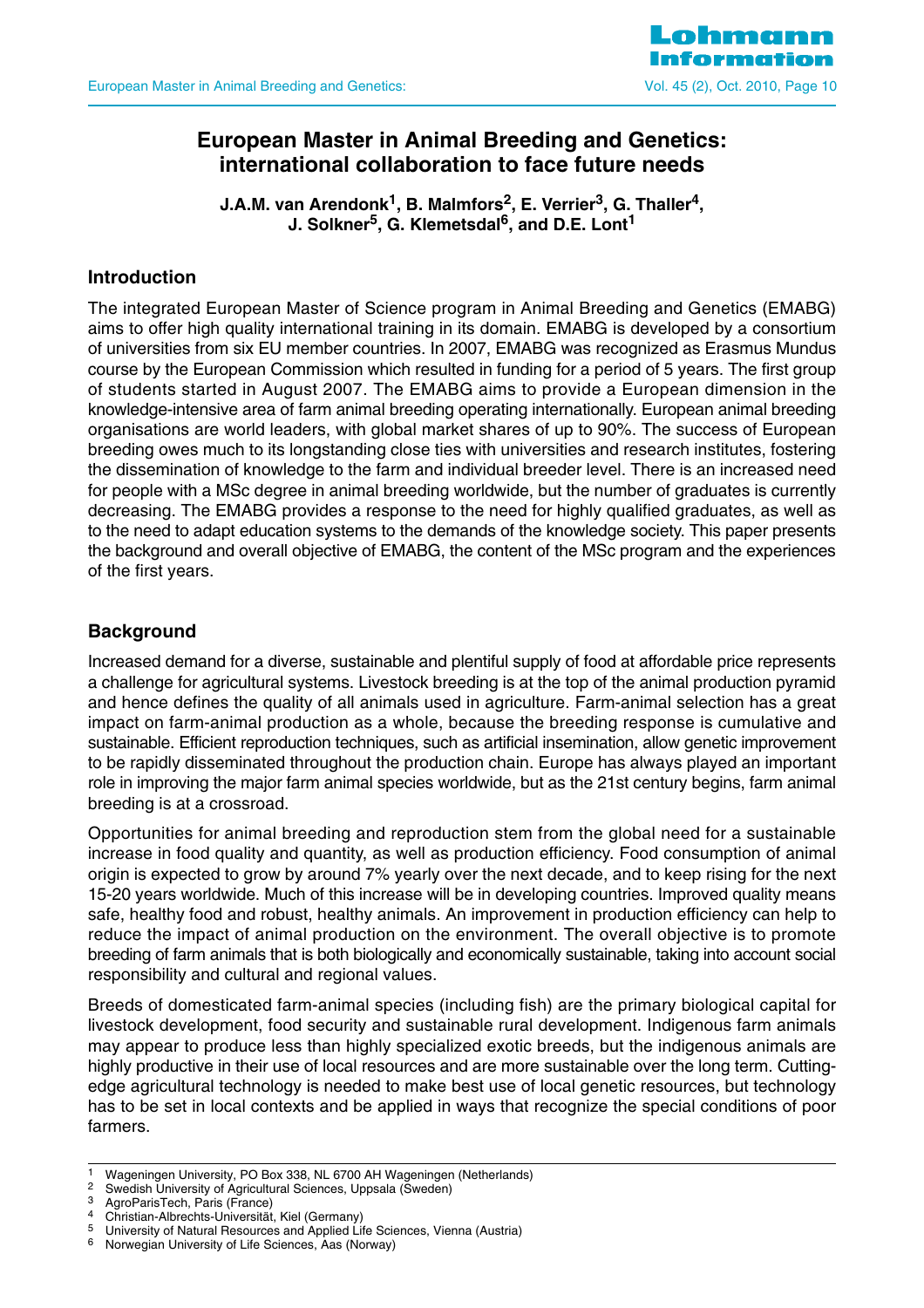# European Master in Animal Breeding and Genetics: international collaboration to face future needs

**J.A.M. van Arendonk[1], B. Malmfors[2], E. Verrier[3], G. Thaller[4], J. Solkner[5], G. Klemetsdal[6], and D.E. Lont[1]**

## Introduction

The integrated European Master of Science program in Animal Breeding and Genetics (EMABG) aims to offer high quality international training in its domain. EMABG is developed by a consortium of universities from six EU member countries. In 2007, EMABG was recognized as Erasmus Mundus course by the European Commission which resulted in funding for a period of 5 years. The first group of students started in August 2007. The EMABG aims to provide a European dimension in the knowledge-intensive area of farm animal breeding operating internationally. European animal breeding organisations are world leaders, with global market shares of up to 90%. The success of European breeding owes much to its longstanding close ties with universities and research institutes, fostering the dissemination of knowledge to the farm and individual breeder level. There is an increased need for people with a MSc degree in animal breeding worldwide, but the number of graduates is currently decreasing. The EMABG provides a response to the need for highly qualified graduates, as well as to the need to adapt education systems to the demands of the knowledge society. This paper presents the background and overall objective of EMABG, the content of the MSc program and the experiences of the first years.

## Background

Increased demand for a diverse, sustainable and plentiful supply of food at affordable price represents a challenge for agricultural systems. Livestock breeding is at the top of the animal production pyramid and hence defines the quality of all animals used in agriculture. Farm-animal selection has a great impact on farm-animal production as a whole, because the breeding response is cumulative and sustainable. Efficient reproduction techniques, such as artificial insemination, allow genetic improvement to be rapidly disseminated throughout the production chain. Europe has always played an important role in improving the major farm animal species worldwide, but as the 21st century begins, farm animal breeding is at a crossroad.

Opportunities for animal breeding and reproduction stem from the global need for a sustainable increase in food quality and quantity, as well as production efficiency. Food consumption of animal origin is expected to grow by around 7% yearly over the next decade, and to keep rising for the next 15-20 years worldwide. Much of this increase will be in developing countries. Improved quality means safe, healthy food and robust, healthy animals. An improvement in production efficiency can help to reduce the impact of animal production on the environment. The overall objective is to promote breeding of farm animals that is both biologically and economically sustainable, taking into account social responsibility and cultural and regional values.

Breeds of domesticated farm-animal species (including fish) are the primary biological capital for livestock development, food security and sustainable rural development. Indigenous farm animals may appear to produce less than highly specialized exotic breeds, but the indigenous animals are highly productive in their use of local resources and are more sustainable over the long term. Cutting-edge agricultural technology is needed to make best use of local genetic resources, but technology has to be set in local contexts and be applied in ways that recognize the special conditions of poor farmers.

---

[1] Wageningen University, PO Box 338, NL 6700 AH Wageningen (Netherlands)
[2] Swedish University of Agricultural Sciences, Uppsala (Sweden)
[3] AgroParisTech, Paris (France)
[4] Christian-Albrechts-Universität, Kiel (Germany)
[5] University of Natural Resources and Applied Life Sciences, Vienna (Austria)
[6] Norwegian University of Life Sciences, Aas (Norway)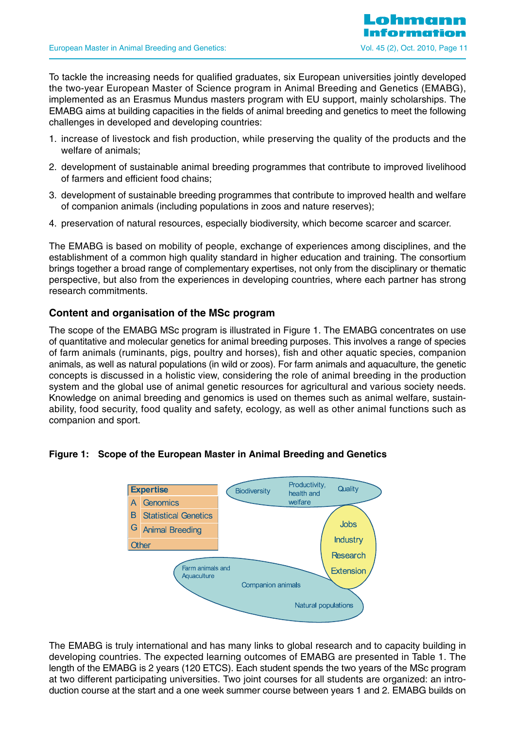To tackle the increasing needs for qualified graduates, six European universities jointly developed the two-year European Master of Science program in Animal Breeding and Genetics (EMABG), implemented as an Erasmus Mundus masters program with EU support, mainly scholarships. The EMABG aims at building capacities in the fields of animal breeding and genetics to meet the following challenges in developed and developing countries:

1. increase of livestock and fish production, while preserving the quality of the products and the welfare of animals;
2. development of sustainable animal breeding programmes that contribute to improved livelihood of farmers and efficient food chains;
3. development of sustainable breeding programmes that contribute to improved health and welfare of companion animals (including populations in zoos and nature reserves);
4. preservation of natural resources, especially biodiversity, which become scarcer and scarcer.

The EMABG is based on mobility of people, exchange of experiences among disciplines, and the establishment of a common high quality standard in higher education and training. The consortium brings together a broad range of complementary expertises, not only from the disciplinary or thematic perspective, but also from the experiences in developing countries, where each partner has strong research commitments.

## Content and organisation of the MSc program

The scope of the EMABG MSc program is illustrated in Figure 1. The EMABG concentrates on use of quantitative and molecular genetics for animal breeding purposes. This involves a range of species of farm animals (ruminants, pigs, poultry and horses), fish and other aquatic species, companion animals, as well as natural populations (in wild or zoos). For farm animals and aquaculture, the genetic concepts is discussed in a holistic view, considering the role of animal breeding in the production system and the global use of animal genetic resources for agricultural and various society needs. Knowledge on animal breeding and genomics is used on themes such as animal welfare, sustainability, food security, food quality and safety, ecology, as well as other animal functions such as companion and sport.

**Figure 1: Scope of the European Master in Animal Breeding and Genetics**

| Expertise | |
|---|---|
| A | Genomics |
| B | Statistical Genetics |
| G | Animal Breeding |
| Other | |

Biodiversity; Productivity, health and welfare; Quality

Jobs; Industry; Research; Extension

Farm animals and Aquaculture; Companion animals; Natural populations

The EMABG is truly international and has many links to global research and to capacity building in developing countries. The expected learning outcomes of EMABG are presented in Table 1. The length of the EMABG is 2 years (120 ETCS). Each student spends the two years of the MSc program at two different participating universities. Two joint courses for all students are organized: an introduction course at the start and a one week summer course between years 1 and 2. EMABG builds on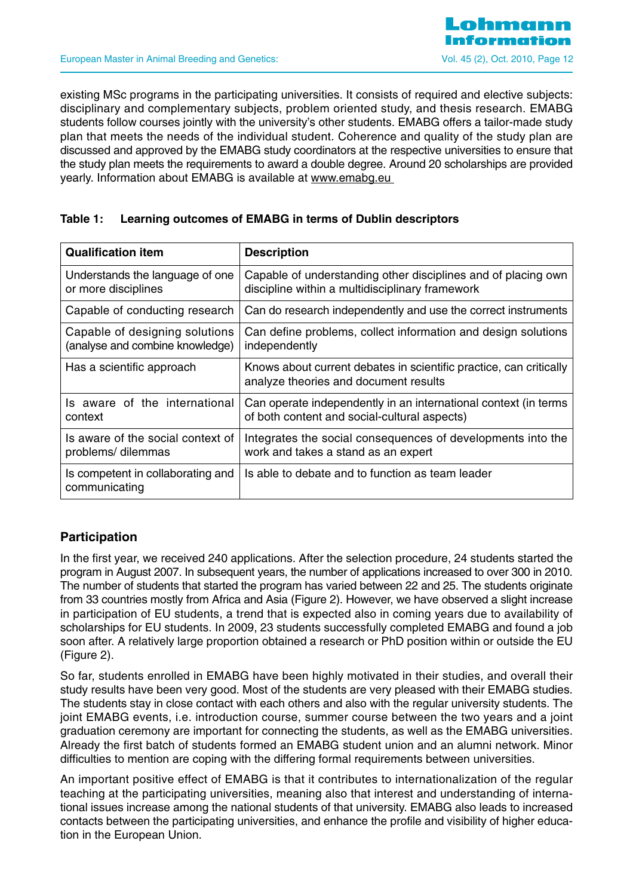existing MSc programs in the participating universities. It consists of required and elective subjects: disciplinary and complementary subjects, problem oriented study, and thesis research. EMABG students follow courses jointly with the university's other students. EMABG offers a tailor-made study plan that meets the needs of the individual student. Coherence and quality of the study plan are discussed and approved by the EMABG study coordinators at the respective universities to ensure that the study plan meets the requirements to award a double degree. Around 20 scholarships are provided yearly. Information about EMABG is available at www.emabg.eu

**Table 1: Learning outcomes of EMABG in terms of Dublin descriptors**

| Qualification item | Description |
|---|---|
| Understands the language of one or more disciplines | Capable of understanding other disciplines and of placing own discipline within a multidisciplinary framework |
| Capable of conducting research | Can do research independently and use the correct instruments |
| Capable of designing solutions (analyse and combine knowledge) | Can define problems, collect information and design solutions independently |
| Has a scientific approach | Knows about current debates in scientific practice, can critically analyze theories and document results |
| Is aware of the international context | Can operate independently in an international context (in terms of both content and social-cultural aspects) |
| Is aware of the social context of problems/ dilemmas | Integrates the social consequences of developments into the work and takes a stand as an expert |
| Is competent in collaborating and communicating | Is able to debate and to function as team leader |

## Participation

In the first year, we received 240 applications. After the selection procedure, 24 students started the program in August 2007. In subsequent years, the number of applications increased to over 300 in 2010. The number of students that started the program has varied between 22 and 25. The students originate from 33 countries mostly from Africa and Asia (Figure 2). However, we have observed a slight increase in participation of EU students, a trend that is expected also in coming years due to availability of scholarships for EU students. In 2009, 23 students successfully completed EMABG and found a job soon after. A relatively large proportion obtained a research or PhD position within or outside the EU (Figure 2).

So far, students enrolled in EMABG have been highly motivated in their studies, and overall their study results have been very good. Most of the students are very pleased with their EMABG studies. The students stay in close contact with each others and also with the regular university students. The joint EMABG events, i.e. introduction course, summer course between the two years and a joint graduation ceremony are important for connecting the students, as well as the EMABG universities. Already the first batch of students formed an EMABG student union and an alumni network. Minor difficulties to mention are coping with the differing formal requirements between universities.

An important positive effect of EMABG is that it contributes to internationalization of the regular teaching at the participating universities, meaning also that interest and understanding of international issues increase among the national students of that university. EMABG also leads to increased contacts between the participating universities, and enhance the profile and visibility of higher education in the European Union.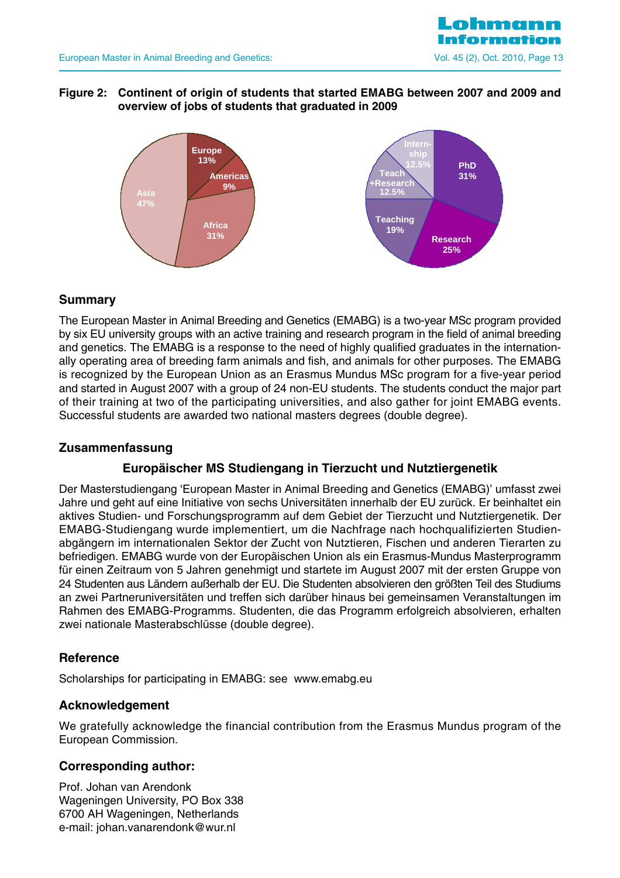**Figure 2: Continent of origin of students that started EMABG between 2007 and 2009 and overview of jobs of students that graduated in 2009**

## Summary

The European Master in Animal Breeding and Genetics (EMABG) is a two-year MSc program provided by six EU university groups with an active training and research program in the field of animal breeding and genetics. The EMABG is a response to the need of highly qualified graduates in the internationally operating area of breeding farm animals and fish, and animals for other purposes. The EMABG is recognized by the European Union as an Erasmus Mundus MSc program for a five-year period and started in August 2007 with a group of 24 non-EU students. The students conduct the major part of their training at two of the participating universities, and also gather for joint EMABG events. Successful students are awarded two national masters degrees (double degree).

## Zusammenfassung

### Europäischer MS Studiengang in Tierzucht und Nutztiergenetik

Der Masterstudiengang 'European Master in Animal Breeding and Genetics (EMABG)' umfasst zwei Jahre und geht auf eine Initiative von sechs Universitäten innerhalb der EU zurück. Er beinhaltet ein aktives Studien- und Forschungsprogramm auf dem Gebiet der Tierzucht und Nutztiergenetik. Der EMABG-Studiengang wurde implementiert, um die Nachfrage nach hochqualifizierten Studienabgängern im internationalen Sektor der Zucht von Nutztieren, Fischen und anderen Tierarten zu befriedigen. EMABG wurde von der Europäischen Union als ein Erasmus-Mundus Masterprogramm für einen Zeitraum von 5 Jahren genehmigt und startete im August 2007 mit der ersten Gruppe von 24 Studenten aus Ländern außerhalb der EU. Die Studenten absolvieren den größten Teil des Studiums an zwei Partneruniversitäten und treffen sich darüber hinaus bei gemeinsamen Veranstaltungen im Rahmen des EMABG-Programms. Studenten, die das Programm erfolgreich absolvieren, erhalten zwei nationale Masterabschlüsse (double degree).

## Reference

Scholarships for participating in EMABG: see www.emabg.eu

## Acknowledgement

We gratefully acknowledge the financial contribution from the Erasmus Mundus program of the European Commission.

## Corresponding author:

Prof. Johan van Arendonk
Wageningen University, PO Box 338
6700 AH Wageningen, Netherlands
e-mail: johan.vanarendonk@wur.nl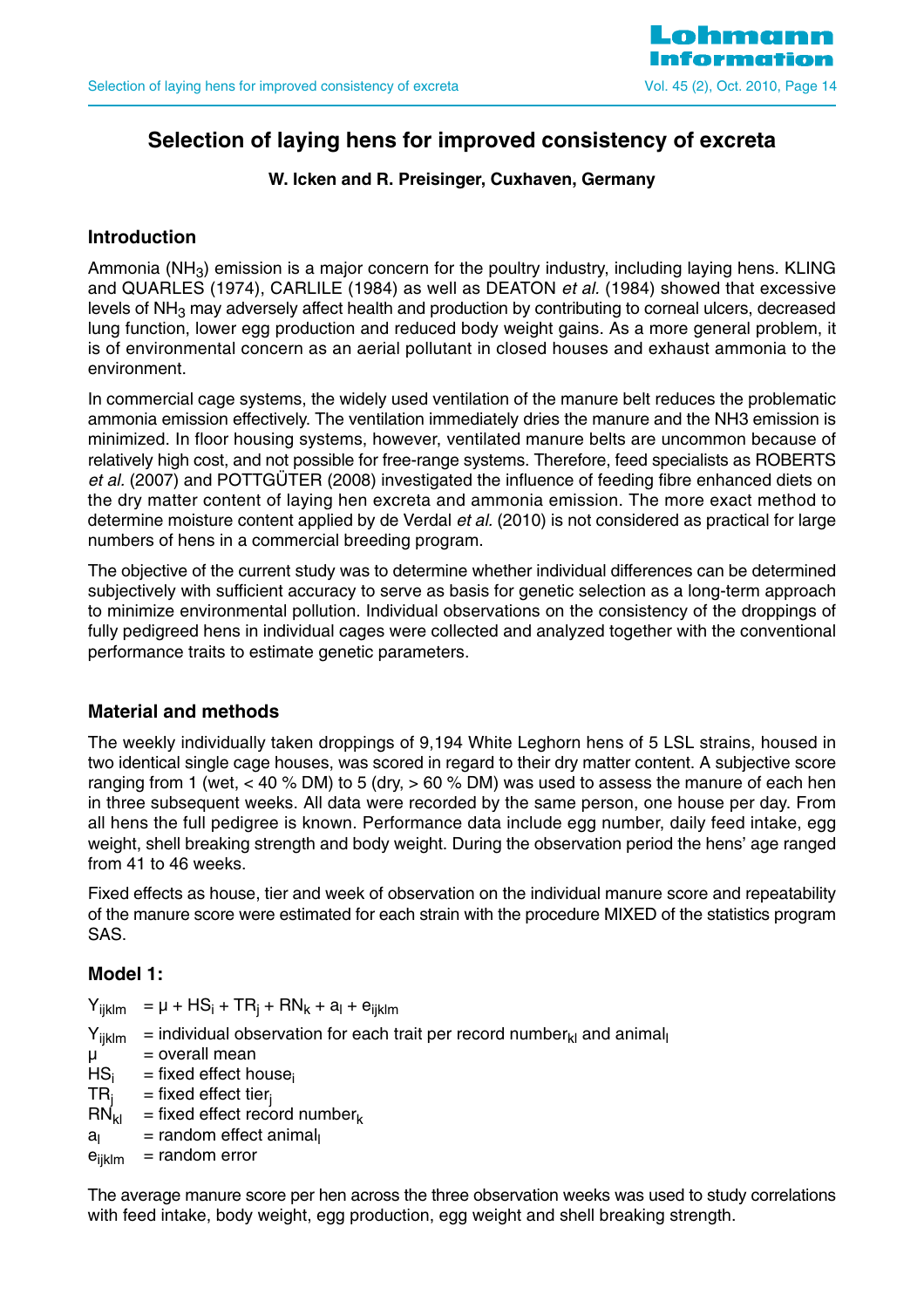# Selection of laying hens for improved consistency of excreta

**W. Icken and R. Preisinger, Cuxhaven, Germany**

## Introduction

Ammonia ($NH_3$) emission is a major concern for the poultry industry, including laying hens. KLING and QUARLES (1974), CARLILE (1984) as well as DEATON *et al.* (1984) showed that excessive levels of $NH_3$ may adversely affect health and production by contributing to corneal ulcers, decreased lung function, lower egg production and reduced body weight gains. As a more general problem, it is of environmental concern as an aerial pollutant in closed houses and exhaust ammonia to the environment.

In commercial cage systems, the widely used ventilation of the manure belt reduces the problematic ammonia emission effectively. The ventilation immediately dries the manure and the NH3 emission is minimized. In floor housing systems, however, ventilated manure belts are uncommon because of relatively high cost, and not possible for free-range systems. Therefore, feed specialists as ROBERTS *et al.* (2007) and POTTGÜTER (2008) investigated the influence of feeding fibre enhanced diets on the dry matter content of laying hen excreta and ammonia emission. The more exact method to determine moisture content applied by de Verdal *et al.* (2010) is not considered as practical for large numbers of hens in a commercial breeding program.

The objective of the current study was to determine whether individual differences can be determined subjectively with sufficient accuracy to serve as basis for genetic selection as a long-term approach to minimize environmental pollution. Individual observations on the consistency of the droppings of fully pedigreed hens in individual cages were collected and analyzed together with the conventional performance traits to estimate genetic parameters.

## Material and methods

The weekly individually taken droppings of 9,194 White Leghorn hens of 5 LSL strains, housed in two identical single cage houses, was scored in regard to their dry matter content. A subjective score ranging from 1 (wet, < 40 % DM) to 5 (dry, > 60 % DM) was used to assess the manure of each hen in three subsequent weeks. All data were recorded by the same person, one house per day. From all hens the full pedigree is known. Performance data include egg number, daily feed intake, egg weight, shell breaking strength and body weight. During the observation period the hens' age ranged from 41 to 46 weeks.

Fixed effects as house, tier and week of observation on the individual manure score and repeatability of the manure score were estimated for each strain with the procedure MIXED of the statistics program SAS.

### Model 1:

$$Y_{ijklm} = \mu + HS_i + TR_j + RN_k + a_l + e_{ijklm}$$

$Y_{ijklm}$ = individual observation for each trait per record number$_{kl}$ and animal$_l$
$\mu$ = overall mean
$HS_i$ = fixed effect house$_i$
$TR_j$ = fixed effect tier$_j$
$RN_{kl}$ = fixed effect record number$_k$
$a_l$ = random effect animal$_l$
$e_{ijklm}$ = random error

The average manure score per hen across the three observation weeks was used to study correlations with feed intake, body weight, egg production, egg weight and shell breaking strength.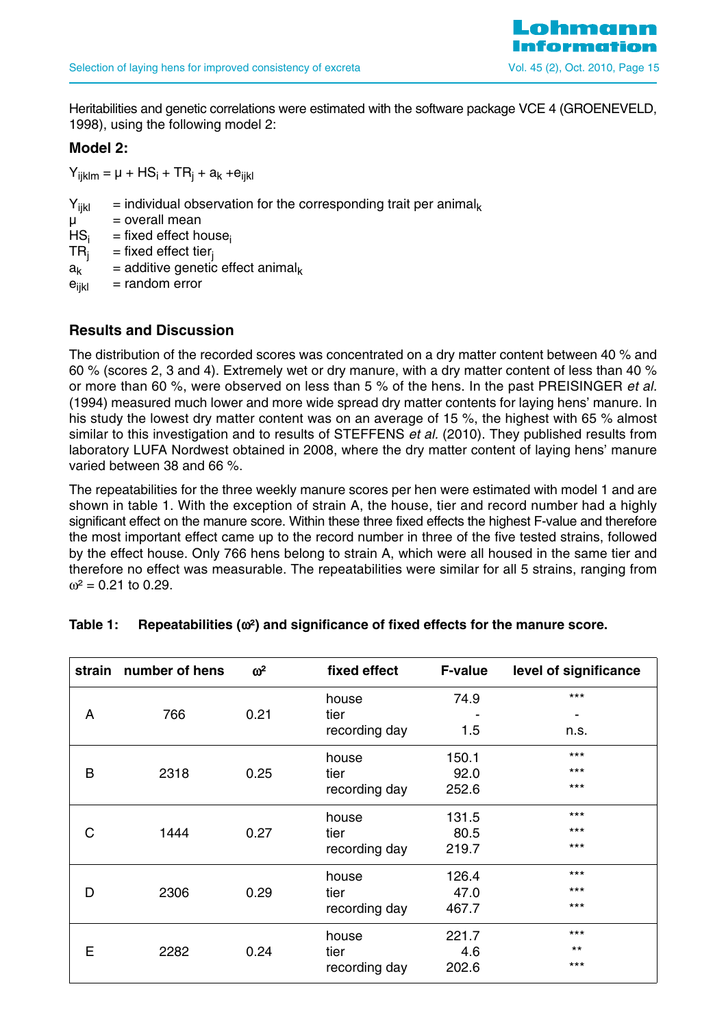Heritabilities and genetic correlations were estimated with the software package VCE 4 (GROENEVELD, 1998), using the following model 2:

### Model 2:

$$Y_{ijklm} = \mu + HS_i + TR_j + a_k + e_{ijkl}$$

$Y_{ijkl}$ = individual observation for the corresponding trait per $animal_k$
$\mu$ = overall mean
$HS_i$ = fixed effect $house_i$
$TR_j$ = fixed effect $tier_j$
$a_k$ = additive genetic effect $animal_k$
$e_{ijkl}$ = random error

## Results and Discussion

The distribution of the recorded scores was concentrated on a dry matter content between 40 % and 60 % (scores 2, 3 and 4). Extremely wet or dry manure, with a dry matter content of less than 40 % or more than 60 %, were observed on less than 5 % of the hens. In the past PREISINGER *et al.* (1994) measured much lower and more wide spread dry matter contents for laying hens' manure. In his study the lowest dry matter content was on an average of 15 %, the highest with 65 % almost similar to this investigation and to results of STEFFENS *et al.* (2010). They published results from laboratory LUFA Nordwest obtained in 2008, where the dry matter content of laying hens' manure varied between 38 and 66 %.

The repeatabilities for the three weekly manure scores per hen were estimated with model 1 and are shown in table 1. With the exception of strain A, the house, tier and record number had a highly significant effect on the manure score. Within these three fixed effects the highest F-value and therefore the most important effect came up to the record number in three of the five tested strains, followed by the effect house. Only 766 hens belong to strain A, which were all housed in the same tier and therefore no effect was measurable. The repeatabilities were similar for all 5 strains, ranging from $\omega^2 = 0.21$ to 0.29.

**Table 1: Repeatabilities ($\omega^2$) and significance of fixed effects for the manure score.**

| strain | number of hens | $\omega^2$ | fixed effect | F-value | level of significance |
|---|---|---|---|---|---|
| A | 766 | 0.21 | house | 74.9 | *** |
| | | | tier | - | - |
| | | | recording day | 1.5 | n.s. |
| B | 2318 | 0.25 | house | 150.1 | *** |
| | | | tier | 92.0 | *** |
| | | | recording day | 252.6 | *** |
| C | 1444 | 0.27 | house | 131.5 | *** |
| | | | tier | 80.5 | *** |
| | | | recording day | 219.7 | *** |
| D | 2306 | 0.29 | house | 126.4 | *** |
| | | | tier | 47.0 | *** |
| | | | recording day | 467.7 | *** |
| E | 2282 | 0.24 | house | 221.7 | *** |
| | | | tier | 4.6 | ** |
| | | | recording day | 202.6 | *** |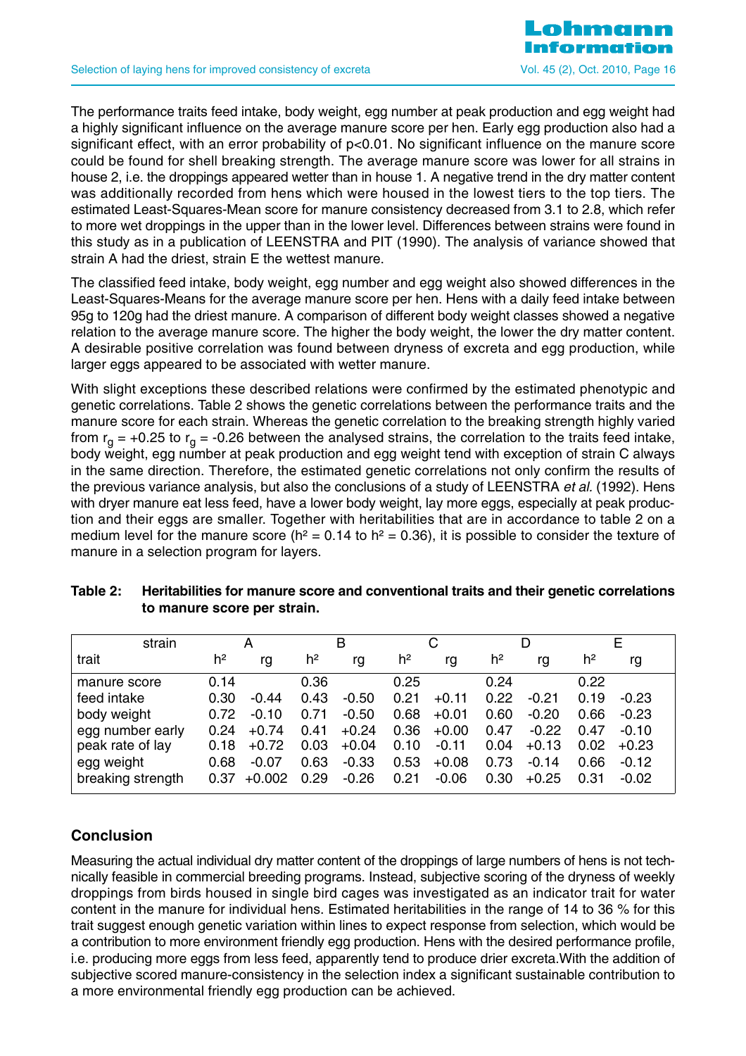The performance traits feed intake, body weight, egg number at peak production and egg weight had a highly significant influence on the average manure score per hen. Early egg production also had a significant effect, with an error probability of $p<0.01$. No significant influence on the manure score could be found for shell breaking strength. The average manure score was lower for all strains in house 2, i.e. the droppings appeared wetter than in house 1. A negative trend in the dry matter content was additionally recorded from hens which were housed in the lowest tiers to the top tiers. The estimated Least-Squares-Mean score for manure consistency decreased from 3.1 to 2.8, which refer to more wet droppings in the upper than in the lower level. Differences between strains were found in this study as in a publication of LEENSTRA and PIT (1990). The analysis of variance showed that strain A had the driest, strain E the wettest manure.

The classified feed intake, body weight, egg number and egg weight also showed differences in the Least-Squares-Means for the average manure score per hen. Hens with a daily feed intake between 95g to 120g had the driest manure. A comparison of different body weight classes showed a negative relation to the average manure score. The higher the body weight, the lower the dry matter content. A desirable positive correlation was found between dryness of excreta and egg production, while larger eggs appeared to be associated with wetter manure.

With slight exceptions these described relations were confirmed by the estimated phenotypic and genetic correlations. Table 2 shows the genetic correlations between the performance traits and the manure score for each strain. Whereas the genetic correlation to the breaking strength highly varied from $r_g = +0.25$ to $r_g = -0.26$ between the analysed strains, the correlation to the traits feed intake, body weight, egg number at peak production and egg weight tend with exception of strain C always in the same direction. Therefore, the estimated genetic correlations not only confirm the results of the previous variance analysis, but also the conclusions of a study of LEENSTRA *et al.* (1992). Hens with dryer manure eat less feed, have a lower body weight, lay more eggs, especially at peak production and their eggs are smaller. Together with heritabilities that are in accordance to table 2 on a medium level for the manure score ($h^2 = 0.14$ to $h^2 = 0.36$), it is possible to consider the texture of manure in a selection program for layers.

**Table 2: Heritabilities for manure score and conventional traits and their genetic correlations to manure score per strain.**

| strain | A | | B | | C | | D | | E | |
|---|---|---|---|---|---|---|---|---|---|---|
| trait | h² | rg | h² | rg | h² | rg | h² | rg | h² | rg |
| manure score | 0.14 | | 0.36 | | 0.25 | | 0.24 | | 0.22 | |
| feed intake | 0.30 | -0.44 | 0.43 | -0.50 | 0.21 | +0.11 | 0.22 | -0.21 | 0.19 | -0.23 |
| body weight | 0.72 | -0.10 | 0.71 | -0.50 | 0.68 | +0.01 | 0.60 | -0.20 | 0.66 | -0.23 |
| egg number early | 0.24 | +0.74 | 0.41 | +0.24 | 0.36 | +0.00 | 0.47 | -0.22 | 0.47 | -0.10 |
| peak rate of lay | 0.18 | +0.72 | 0.03 | +0.04 | 0.10 | -0.11 | 0.04 | +0.13 | 0.02 | +0.23 |
| egg weight | 0.68 | -0.07 | 0.63 | -0.33 | 0.53 | +0.08 | 0.73 | -0.14 | 0.66 | -0.12 |
| breaking strength | 0.37 | +0.002 | 0.29 | -0.26 | 0.21 | -0.06 | 0.30 | +0.25 | 0.31 | -0.02 |

## Conclusion

Measuring the actual individual dry matter content of the droppings of large numbers of hens is not technically feasible in commercial breeding programs. Instead, subjective scoring of the dryness of weekly droppings from birds housed in single bird cages was investigated as an indicator trait for water content in the manure for individual hens. Estimated heritabilities in the range of 14 to 36 % for this trait suggest enough genetic variation within lines to expect response from selection, which would be a contribution to more environment friendly egg production. Hens with the desired performance profile, i.e. producing more eggs from less feed, apparently tend to produce drier excreta.With the addition of subjective scored manure-consistency in the selection index a significant sustainable contribution to a more environmental friendly egg production can be achieved.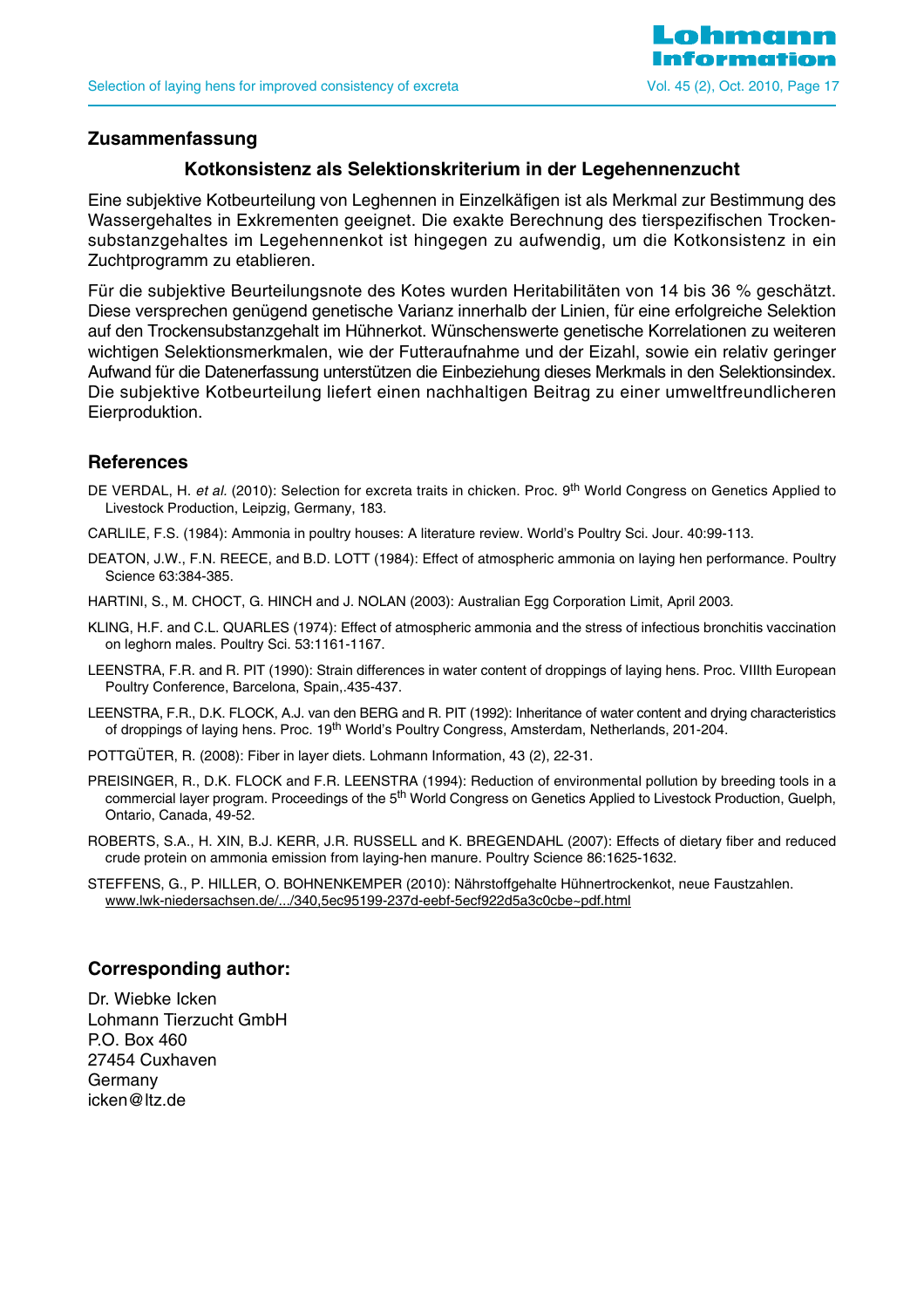## Zusammenfassung

### Kotkonsistenz als Selektionskriterium in der Legehennenzucht

Eine subjektive Kotbeurteilung von Leghennen in Einzelkäfigen ist als Merkmal zur Bestimmung des Wassergehaltes in Exkrementen geeignet. Die exakte Berechnung des tierspezifischen Trockensubstanzgehaltes im Legehennenkot ist hingegen zu aufwendig, um die Kotkonsistenz in ein Zuchtprogramm zu etablieren.

Für die subjektive Beurteilungsnote des Kotes wurden Heritabilitäten von 14 bis 36 % geschätzt. Diese versprechen genügend genetische Varianz innerhalb der Linien, für eine erfolgreiche Selektion auf den Trockensubstanzgehalt im Hühnerkot. Wünschenswerte genetische Korrelationen zu weiteren wichtigen Selektionsmerkmalen, wie der Futteraufnahme und der Eizahl, sowie ein relativ geringer Aufwand für die Datenerfassung unterstützen die Einbeziehung dieses Merkmals in den Selektionsindex. Die subjektive Kotbeurteilung liefert einen nachhaltigen Beitrag zu einer umweltfreundlicheren Eierproduktion.

## References

DE VERDAL, H. *et al.* (2010): Selection for excreta traits in chicken. Proc. 9th World Congress on Genetics Applied to Livestock Production, Leipzig, Germany, 183.

CARLILE, F.S. (1984): Ammonia in poultry houses: A literature review. World's Poultry Sci. Jour. 40:99-113.

DEATON, J.W., F.N. REECE, and B.D. LOTT (1984): Effect of atmospheric ammonia on laying hen performance. Poultry Science 63:384-385.

HARTINI, S., M. CHOCT, G. HINCH and J. NOLAN (2003): Australian Egg Corporation Limit, April 2003.

KLING, H.F. and C.L. QUARLES (1974): Effect of atmospheric ammonia and the stress of infectious bronchitis vaccination on leghorn males. Poultry Sci. 53:1161-1167.

LEENSTRA, F.R. and R. PIT (1990): Strain differences in water content of droppings of laying hens. Proc. VIIIth European Poultry Conference, Barcelona, Spain,.435-437.

LEENSTRA, F.R., D.K. FLOCK, A.J. van den BERG and R. PIT (1992): Inheritance of water content and drying characteristics of droppings of laying hens. Proc. 19th World's Poultry Congress, Amsterdam, Netherlands, 201-204.

POTTGÜTER, R. (2008): Fiber in layer diets. Lohmann Information, 43 (2), 22-31.

PREISINGER, R., D.K. FLOCK and F.R. LEENSTRA (1994): Reduction of environmental pollution by breeding tools in a commercial layer program. Proceedings of the 5th World Congress on Genetics Applied to Livestock Production, Guelph, Ontario, Canada, 49-52.

ROBERTS, S.A., H. XIN, B.J. KERR, J.R. RUSSELL and K. BREGENDAHL (2007): Effects of dietary fiber and reduced crude protein on ammonia emission from laying-hen manure. Poultry Science 86:1625-1632.

STEFFENS, G., P. HILLER, O. BOHNENKEMPER (2010): Nährstoffgehalte Hühnertrockenkot, neue Faustzahlen. www.lwk-niedersachsen.de/.../340,5ec95199-237d-eebf-5ecf922d5a3c0cbe~pdf.html

## Corresponding author:

Dr. Wiebke Icken
Lohmann Tierzucht GmbH
P.O. Box 460
27454 Cuxhaven
Germany
icken@ltz.de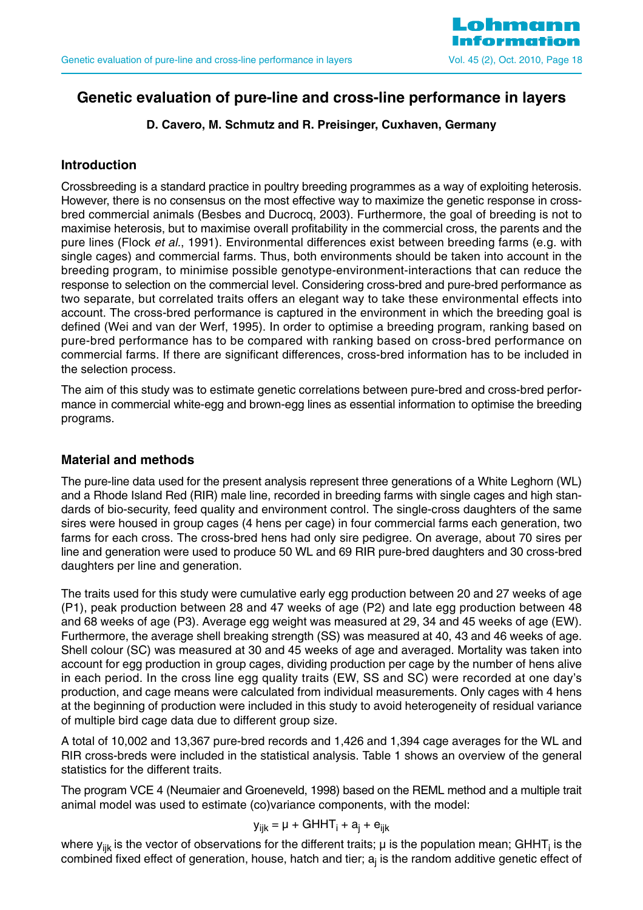# Genetic evaluation of pure-line and cross-line performance in layers

**D. Cavero, M. Schmutz and R. Preisinger, Cuxhaven, Germany**

## Introduction

Crossbreeding is a standard practice in poultry breeding programmes as a way of exploiting heterosis. However, there is no consensus on the most effective way to maximize the genetic response in cross-bred commercial animals (Besbes and Ducrocq, 2003). Furthermore, the goal of breeding is not to maximise heterosis, but to maximise overall profitability in the commercial cross, the parents and the pure lines (Flock *et al.*, 1991). Environmental differences exist between breeding farms (e.g. with single cages) and commercial farms. Thus, both environments should be taken into account in the breeding program, to minimise possible genotype-environment-interactions that can reduce the response to selection on the commercial level. Considering cross-bred and pure-bred performance as two separate, but correlated traits offers an elegant way to take these environmental effects into account. The cross-bred performance is captured in the environment in which the breeding goal is defined (Wei and van der Werf, 1995). In order to optimise a breeding program, ranking based on pure-bred performance has to be compared with ranking based on cross-bred performance on commercial farms. If there are significant differences, cross-bred information has to be included in the selection process.

The aim of this study was to estimate genetic correlations between pure-bred and cross-bred performance in commercial white-egg and brown-egg lines as essential information to optimise the breeding programs.

## Material and methods

The pure-line data used for the present analysis represent three generations of a White Leghorn (WL) and a Rhode Island Red (RIR) male line, recorded in breeding farms with single cages and high standards of bio-security, feed quality and environment control. The single-cross daughters of the same sires were housed in group cages (4 hens per cage) in four commercial farms each generation, two farms for each cross. The cross-bred hens had only sire pedigree. On average, about 70 sires per line and generation were used to produce 50 WL and 69 RIR pure-bred daughters and 30 cross-bred daughters per line and generation.

The traits used for this study were cumulative early egg production between 20 and 27 weeks of age (P1), peak production between 28 and 47 weeks of age (P2) and late egg production between 48 and 68 weeks of age (P3). Average egg weight was measured at 29, 34 and 45 weeks of age (EW). Furthermore, the average shell breaking strength (SS) was measured at 40, 43 and 46 weeks of age. Shell colour (SC) was measured at 30 and 45 weeks of age and averaged. Mortality was taken into account for egg production in group cages, dividing production per cage by the number of hens alive in each period. In the cross line egg quality traits (EW, SS and SC) were recorded at one day's production, and cage means were calculated from individual measurements. Only cages with 4 hens at the beginning of production were included in this study to avoid heterogeneity of residual variance of multiple bird cage data due to different group size.

A total of 10,002 and 13,367 pure-bred records and 1,426 and 1,394 cage averages for the WL and RIR cross-breds were included in the statistical analysis. Table 1 shows an overview of the general statistics for the different traits.

The program VCE 4 (Neumaier and Groeneveld, 1998) based on the REML method and a multiple trait animal model was used to estimate (co)variance components, with the model:

$$y_{ijk} = \mu + GHHT_i + a_j + e_{ijk}$$

where $y_{ijk}$ is the vector of observations for the different traits; μ is the population mean; $GHHT_i$ is the combined fixed effect of generation, house, hatch and tier; $a_j$ is the random additive genetic effect of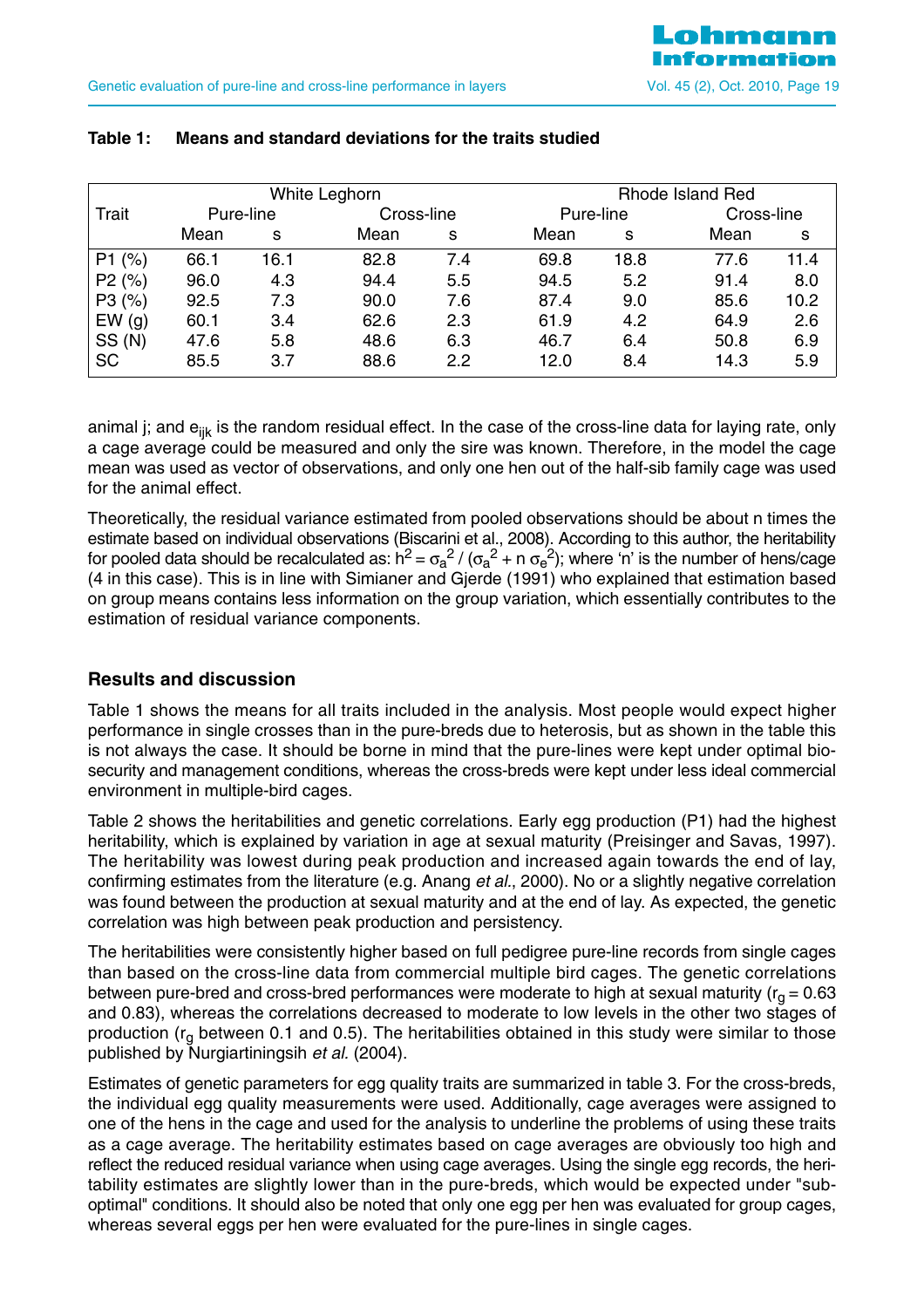**Table 1: Means and standard deviations for the traits studied**

| Trait | White Leghorn | | | | Rhode Island Red | | | |
|---|---|---|---|---|---|---|---|---|
| | Pure-line | | Cross-line | | Pure-line | | Cross-line | |
| | Mean | s | Mean | s | Mean | s | Mean | s |
| P1 (%) | 66.1 | 16.1 | 82.8 | 7.4 | 69.8 | 18.8 | 77.6 | 11.4 |
| P2 (%) | 96.0 | 4.3 | 94.4 | 5.5 | 94.5 | 5.2 | 91.4 | 8.0 |
| P3 (%) | 92.5 | 7.3 | 90.0 | 7.6 | 87.4 | 9.0 | 85.6 | 10.2 |
| EW (g) | 60.1 | 3.4 | 62.6 | 2.3 | 61.9 | 4.2 | 64.9 | 2.6 |
| SS (N) | 47.6 | 5.8 | 48.6 | 6.3 | 46.7 | 6.4 | 50.8 | 6.9 |
| SC | 85.5 | 3.7 | 88.6 | 2.2 | 12.0 | 8.4 | 14.3 | 5.9 |

animal j; and $e_{ijk}$ is the random residual effect. In the case of the cross-line data for laying rate, only a cage average could be measured and only the sire was known. Therefore, in the model the cage mean was used as vector of observations, and only one hen out of the half-sib family cage was used for the animal effect.

Theoretically, the residual variance estimated from pooled observations should be about n times the estimate based on individual observations (Biscarini et al., 2008). According to this author, the heritability for pooled data should be recalculated as: $h^2 = \sigma_a^2 / (\sigma_a^2 + n\,\sigma_e^2)$; where 'n' is the number of hens/cage (4 in this case). This is in line with Simianer and Gjerde (1991) who explained that estimation based on group means contains less information on the group variation, which essentially contributes to the estimation of residual variance components.

## Results and discussion

Table 1 shows the means for all traits included in the analysis. Most people would expect higher performance in single crosses than in the pure-breds due to heterosis, but as shown in the table this is not always the case. It should be borne in mind that the pure-lines were kept under optimal biosecurity and management conditions, whereas the cross-breds were kept under less ideal commercial environment in multiple-bird cages.

Table 2 shows the heritabilities and genetic correlations. Early egg production (P1) had the highest heritability, which is explained by variation in age at sexual maturity (Preisinger and Savas, 1997). The heritability was lowest during peak production and increased again towards the end of lay, confirming estimates from the literature (e.g. Anang *et al.*, 2000). No or a slightly negative correlation was found between the production at sexual maturity and at the end of lay. As expected, the genetic correlation was high between peak production and persistency.

The heritabilities were consistently higher based on full pedigree pure-line records from single cages than based on the cross-line data from commercial multiple bird cages. The genetic correlations between pure-bred and cross-bred performances were moderate to high at sexual maturity ($r_g = 0.63$ and $0.83$), whereas the correlations decreased to moderate to low levels in the other two stages of production ($r_g$ between 0.1 and 0.5). The heritabilities obtained in this study were similar to those published by Nurgiartiningsih *et al.* (2004).

Estimates of genetic parameters for egg quality traits are summarized in table 3. For the cross-breds, the individual egg quality measurements were used. Additionally, cage averages were assigned to one of the hens in the cage and used for the analysis to underline the problems of using these traits as a cage average. The heritability estimates based on cage averages are obviously too high and reflect the reduced residual variance when using cage averages. Using the single egg records, the heritability estimates are slightly lower than in the pure-breds, which would be expected under "sub-optimal" conditions. It should also be noted that only one egg per hen was evaluated for group cages, whereas several eggs per hen were evaluated for the pure-lines in single cages.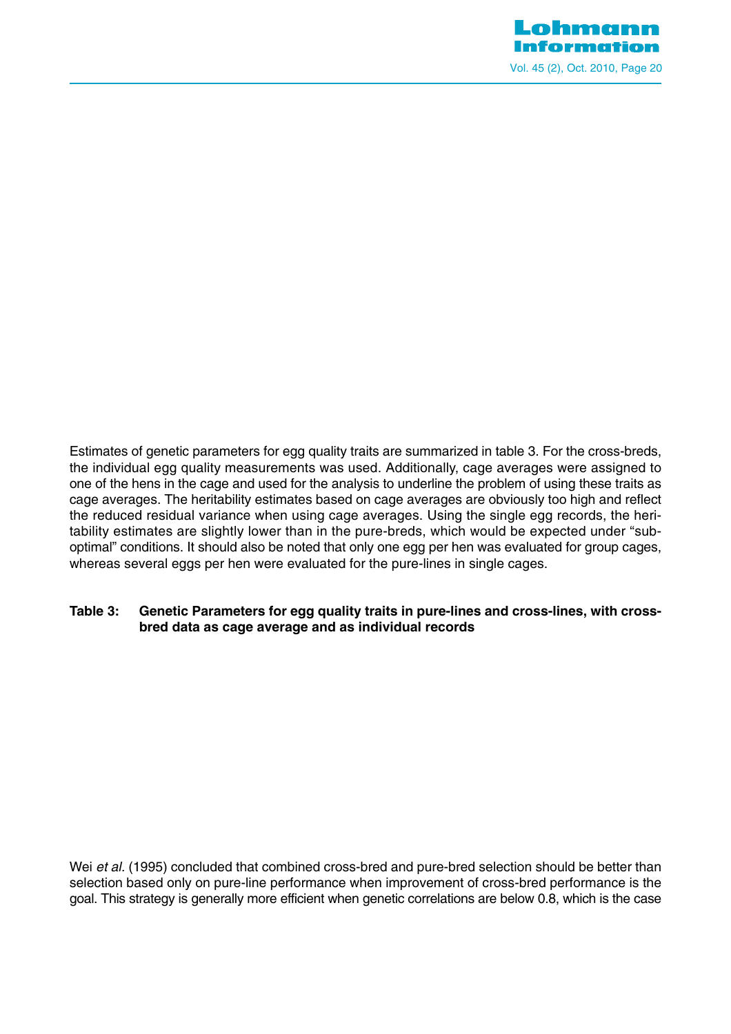Estimates of genetic parameters for egg quality traits are summarized in table 3. For the cross-breds, the individual egg quality measurements was used. Additionally, cage averages were assigned to one of the hens in the cage and used for the analysis to underline the problem of using these traits as cage averages. The heritability estimates based on cage averages are obviously too high and reflect the reduced residual variance when using cage averages. Using the single egg records, the heritability estimates are slightly lower than in the pure-breds, which would be expected under "sub-optimal" conditions. It should also be noted that only one egg per hen was evaluated for group cages, whereas several eggs per hen were evaluated for the pure-lines in single cages.

**Table 3: Genetic Parameters for egg quality traits in pure-lines and cross-lines, with cross-bred data as cage average and as individual records**

Wei *et al.* (1995) concluded that combined cross-bred and pure-bred selection should be better than selection based only on pure-line performance when improvement of cross-bred performance is the goal. This strategy is generally more efficient when genetic correlations are below 0.8, which is the case